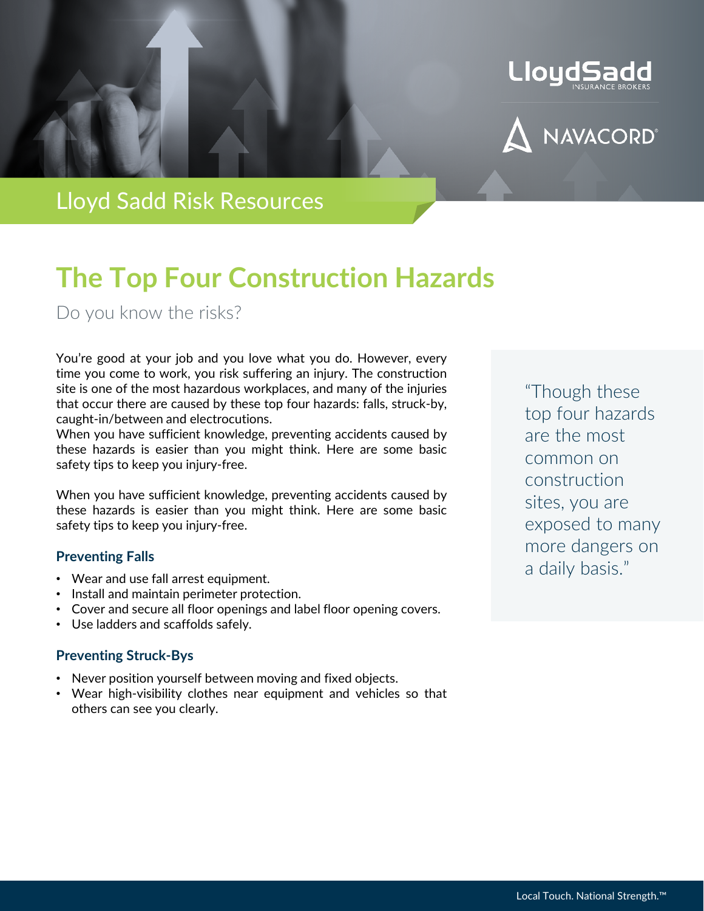Lloyd Sadd Risk Resources

# The Top Four Construction Hazards

Do you know the risks?

You're good at your job and you love what you do. However, every time you come to work, you risk suffering an injury. The construction site is one of the most hazardous workplaces, and many of the injuries that occur there are caused by these top four hazards: falls, struck-by, caught-in/between and electrocutions.
When you have sufficient knowledge, preventing accidents caused by these hazards is easier than you might think. Here are some basic safety tips to keep you injury-free.

When you have sufficient knowledge, preventing accidents caused by these hazards is easier than you might think. Here are some basic safety tips to keep you injury-free.

### Preventing Falls

- Wear and use fall arrest equipment.
- Install and maintain perimeter protection.
- Cover and secure all floor openings and label floor opening covers.
- Use ladders and scaffolds safely.

### Preventing Struck-Bys

- Never position yourself between moving and fixed objects.
- Wear high-visibility clothes near equipment and vehicles so that others can see you clearly.

> "Though these top four hazards are the most common on construction sites, you are exposed to many more dangers on a daily basis."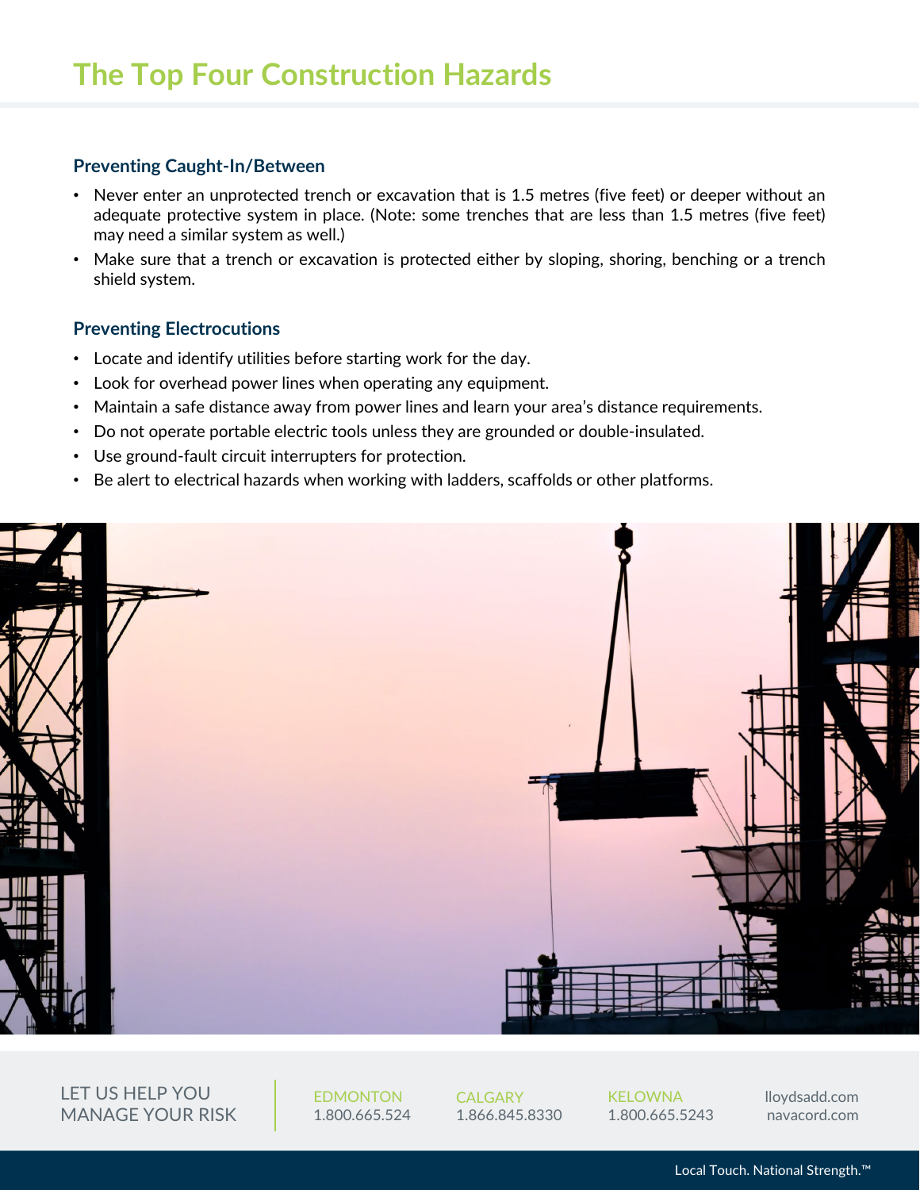# The Top Four Construction Hazards

### Preventing Caught-In/Between

- Never enter an unprotected trench or excavation that is 1.5 metres (five feet) or deeper without an adequate protective system in place. (Note: some trenches that are less than 1.5 metres (five feet) may need a similar system as well.)
- Make sure that a trench or excavation is protected either by sloping, shoring, benching or a trench shield system.

### Preventing Electrocutions

- Locate and identify utilities before starting work for the day.
- Look for overhead power lines when operating any equipment.
- Maintain a safe distance away from power lines and learn your area's distance requirements.
- Do not operate portable electric tools unless they are grounded or double-insulated.
- Use ground-fault circuit interrupters for protection.
- Be alert to electrical hazards when working with ladders, scaffolds or other platforms.

LET US HELP YOU MANAGE YOUR RISK

EDMONTON 1.800.665.524

CALGARY 1.866.845.8330

KELOWNA 1.800.665.5243

lloydsadd.com
navacord.com

Local Touch. National Strength.™